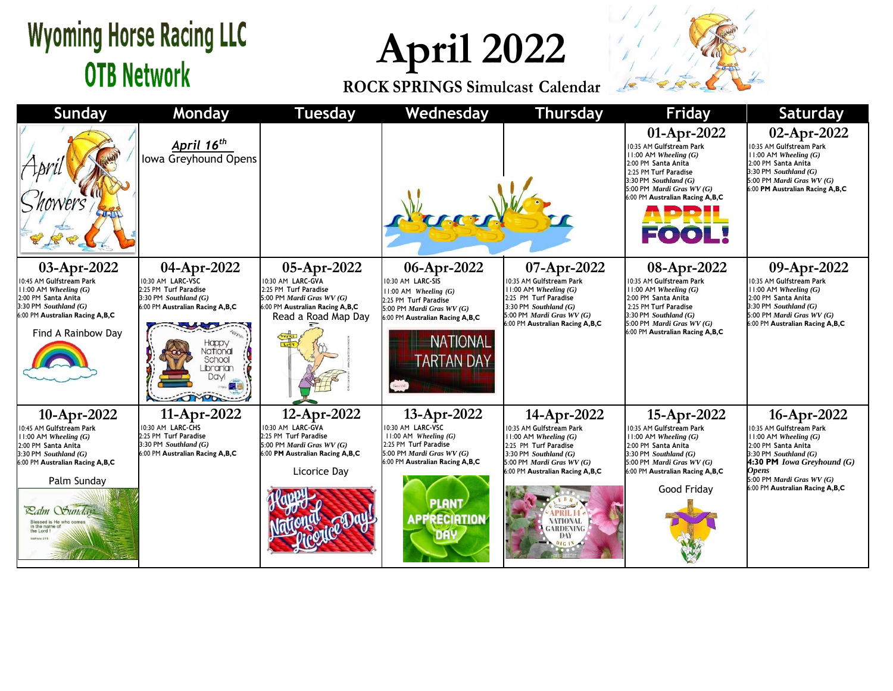# Wyoming Horse Racing LLC
## OTB Network

# April 2022

**ROCK SPRINGS Simulcast Calendar**

| Sunday | Monday | Tuesday | Wednesday | Thursday | Friday | Saturday |
|---|---|---|---|---|---|---|
| April Showers | ***April 16th*** Iowa Greyhound Opens | | | | **01-Apr-2022**<br>10:35 AM Gulfstream Park<br>11:00 AM *Wheeling (G)*<br>2:00 PM Santa Anita<br>2:25 PM Turf Paradise<br>3:30 PM *Southland (G)*<br>5:00 PM *Mardi Gras WV (G)*<br>6:00 PM **Australian Racing A,B,C**<br>APRIL FOOL! | **02-Apr-2022**<br>10:35 AM Gulfstream Park<br>11:00 AM *Wheeling (G)*<br>2:00 PM Santa Anita<br>3:30 PM *Southland (G)*<br>5:00 PM *Mardi Gras WV (G)*<br>6:00 **PM Australian Racing A,B,C** |
| **03-Apr-2022**<br>10:45 AM Gulfstream Park<br>11:00 AM *Wheeling (G)*<br>2:00 PM Santa Anita<br>3:30 PM *Southland (G)*<br>6:00 PM **Australian Racing A,B,C**<br>Find A Rainbow Day | **04-Apr-2022**<br>10:30 AM LARC-VSC<br>2:25 PM Turf Paradise<br>3:30 PM *Southland (G)*<br>6:00 PM **Australian Racing A,B,C**<br>Happy National School Librarian Day! | **05-Apr-2022**<br>10:30 AM LARC-GVA<br>2:25 PM Turf Paradise<br>5:00 PM *Mardi Gras WV (G)*<br>6:00 PM **Australian Racing A,B,C**<br>Read a Road Map Day | **06-Apr-2022**<br>10:30 AM LARC-SIS<br>11:00 AM *Wheeling (G)*<br>2:25 PM Turf Paradise<br>5:00 PM *Mardi Gras WV (G)*<br>6:00 PM **Australian Racing A,B,C**<br>NATIONAL TARTAN DAY | **07-Apr-2022**<br>10:35 AM Gulfstream Park<br>11:00 AM *Wheeling (G)*<br>2:25 PM Turf Paradise<br>3:30 PM *Southland (G)*<br>5:00 PM *Mardi Gras WV (G)*<br>6:00 PM **Australian Racing A,B,C** | **08-Apr-2022**<br>10:35 AM Gulfstream Park<br>11:00 AM *Wheeling (G)*<br>2:00 PM Santa Anita<br>2:25 PM Turf Paradise<br>3:30 PM *Southland (G)*<br>5:00 PM *Mardi Gras WV (G)*<br>6:00 PM **Australian Racing A,B,C** | **09-Apr-2022**<br>10:35 AM Gulfstream Park<br>11:00 AM *Wheeling (G)*<br>2:00 PM Santa Anita<br>3:30 PM *Southland (G)*<br>5:00 PM *Mardi Gras WV (G)*<br>6:00 PM **Australian Racing A,B,C** |
| **10-Apr-2022**<br>10:45 AM Gulfstream Park<br>11:00 AM *Wheeling (G)*<br>2:00 PM Santa Anita<br>3:30 PM *Southland (G)*<br>6:00 PM **Australian Racing A,B,C**<br>Palm Sunday<br>Palm Sunday<br>Blessed is He who comes in the name of the Lord! | **11-Apr-2022**<br>10:30 AM LARC-CHS<br>2:25 PM Turf Paradise<br>3:30 PM *Southland (G)*<br>6:00 PM **Australian Racing A,B,C** | **12-Apr-2022**<br>10:30 AM LARC-GVA<br>2:25 PM Turf Paradise<br>5:00 PM *Mardi Gras WV (G)*<br>6:00 **PM Australian Racing A,B,C**<br>Licorice Day<br>Happy National Licorice Day! | **13-Apr-2022**<br>10:30 AM LARC-VSC<br>11:00 AM *Wheeling (G)*<br>2:25 PM Turf Paradise<br>5:00 PM *Mardi Gras WV (G)*<br>6:00 PM **Australian Racing A,B,C**<br>PLANT APPRECIATION DAY | **14-Apr-2022**<br>10:35 AM Gulfstream Park<br>11:00 AM *Wheeling (G)*<br>2:25 PM Turf Paradise<br>3:30 PM *Southland (G)*<br>5:00 PM *Mardi Gras WV (G)*<br>6:00 PM **Australian Racing A,B,C**<br>APRIL 14 NATIONAL GARDENING DAY | **15-Apr-2022**<br>10:35 AM Gulfstream Park<br>11:00 AM *Wheeling (G)*<br>2:00 PM Santa Anita<br>3:30 PM *Southland (G)*<br>5:00 PM *Mardi Gras WV (G)*<br>6:00 PM **Australian Racing A,B,C**<br>Good Friday | **16-Apr-2022**<br>10:35 AM Gulfstream Park<br>11:00 AM *Wheeling (G)*<br>2:00 PM Santa Anita<br>3:30 PM *Southland (G)*<br>**4:30 PM** ***Iowa Greyhound (G) Opens***<br>5:00 PM *Mardi Gras WV (G)*<br>6:00 PM **Australian Racing A,B,C** |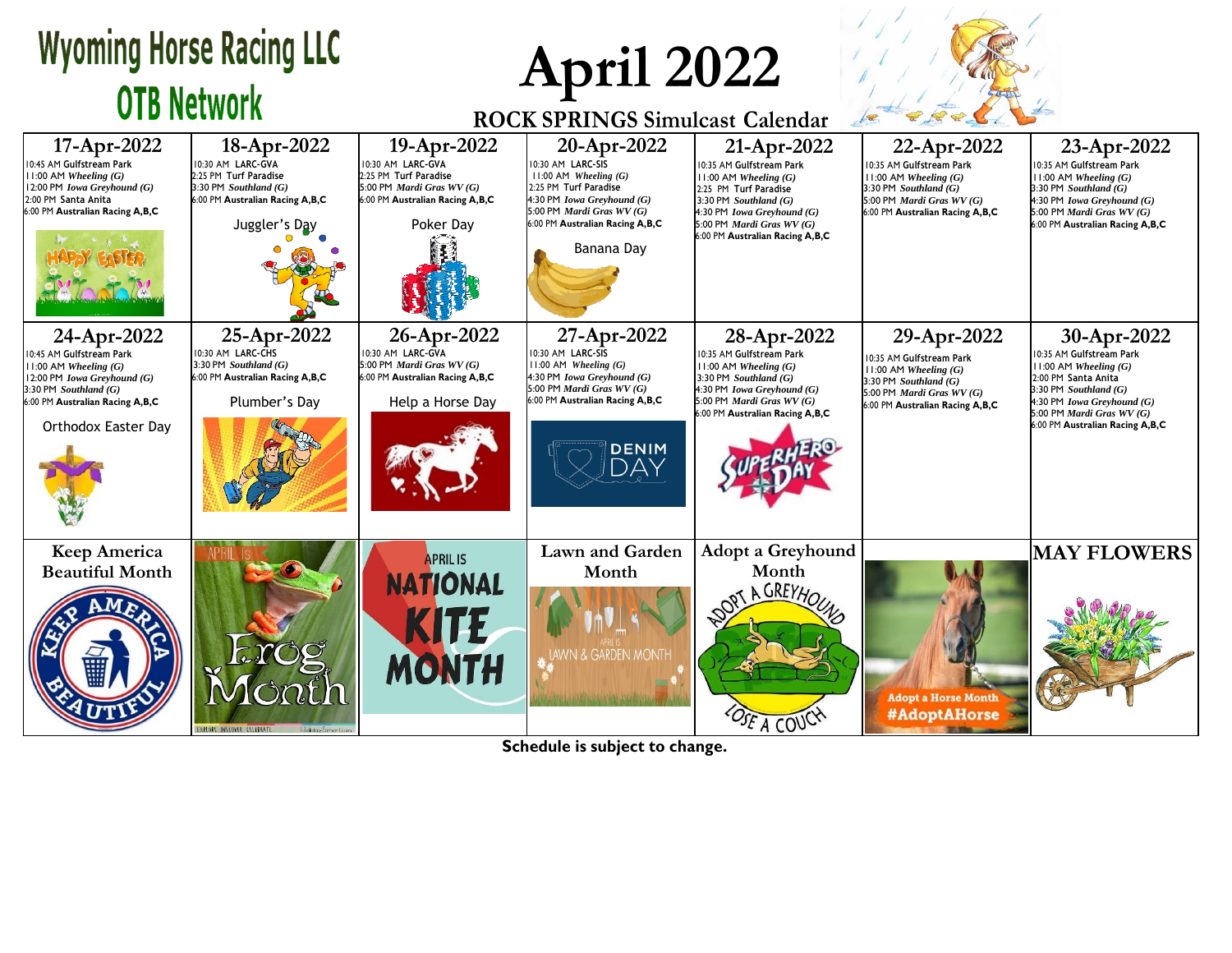# Wyoming Horse Racing LLC OTB Network

# April 2022

## ROCK SPRINGS Simulcast Calendar

| 17-Apr-2022 | 18-Apr-2022 | 19-Apr-2022 | 20-Apr-2022 | 21-Apr-2022 | 22-Apr-2022 | 23-Apr-2022 |
|---|---|---|---|---|---|---|
| 10:45 AM Gulfstream Park<br>11:00 AM *Wheeling (G)*<br>12:00 PM *Iowa Greyhound (G)*<br>2:00 PM Santa Anita<br>6:00 PM **Australian Racing A,B,C**<br>HAPPY EASTER | 10:30 AM LARC-GVA<br>2:25 PM Turf Paradise<br>3:30 PM *Southland (G)*<br>6:00 PM **Australian Racing A,B,C**<br>Juggler's Day | 10:30 AM LARC-GVA<br>2:25 PM Turf Paradise<br>5:00 PM *Mardi Gras WV (G)*<br>6:00 PM **Australian Racing A,B,C**<br>Poker Day | 10:30 AM LARC-SIS<br>11:00 AM *Wheeling (G)*<br>2:25 PM Turf Paradise<br>4:30 PM *Iowa Greyhound (G)*<br>5:00 PM *Mardi Gras WV (G)*<br>6:00 PM **Australian Racing A,B,C**<br>Banana Day | 10:35 AM Gulfstream Park<br>11:00 AM *Wheeling (G)*<br>2:25 PM Turf Paradise<br>3:30 PM *Southland (G)*<br>4:30 PM *Iowa Greyhound (G)*<br>5:00 PM *Mardi Gras WV (G)*<br>6:00 PM **Australian Racing A,B,C** | 10:35 AM Gulfstream Park<br>11:00 AM *Wheeling (G)*<br>3:30 PM *Southland (G)*<br>5:00 PM *Mardi Gras WV (G)*<br>6:00 PM **Australian Racing A,B,C** | 10:35 AM Gulfstream Park<br>11:00 AM *Wheeling (G)*<br>3:30 PM *Southland (G)*<br>4:30 PM *Iowa Greyhound (G)*<br>5:00 PM *Mardi Gras WV (G)*<br>6:00 PM **Australian Racing A,B,C** |
| **24-Apr-2022**<br>10:45 AM Gulfstream Park<br>11:00 AM *Wheeling (G)*<br>12:00 PM *Iowa Greyhound (G)*<br>3:30 PM *Southland (G)*<br>6:00 PM **Australian Racing A,B,C**<br>Orthodox Easter Day | **25-Apr-2022**<br>10:30 AM LARC-CHS<br>3:30 PM *Southland (G)*<br>6:00 PM **Australian Racing A,B,C**<br>Plumber's Day | **26-Apr-2022**<br>10:30 AM LARC-GVA<br>5:00 PM *Mardi Gras WV (G)*<br>6:00 PM **Australian Racing A,B,C**<br>Help a Horse Day | **27-Apr-2022**<br>10:30 AM LARC-SIS<br>11:00 AM *Wheeling (G)*<br>4:30 PM *Iowa Greyhound (G)*<br>5:00 PM *Mardi Gras WV (G)*<br>6:00 PM **Australian Racing A,B,C**<br>DENIM DAY | **28-Apr-2022**<br>10:35 AM Gulfstream Park<br>11:00 AM *Wheeling (G)*<br>3:30 PM *Southland (G)*<br>4:30 PM *Iowa Greyhound (G)*<br>5:00 PM *Mardi Gras WV (G)*<br>6:00 PM **Australian Racing A,B,C**<br>SUPERHERO DAY | **29-Apr-2022**<br>10:35 AM Gulfstream Park<br>11:00 AM *Wheeling (G)*<br>3:30 PM *Southland (G)*<br>5:00 PM *Mardi Gras WV (G)*<br>6:00 PM **Australian Racing A,B,C** | **30-Apr-2022**<br>10:35 AM Gulfstream Park<br>11:00 AM *Wheeling (G)*<br>2:00 PM Santa Anita<br>3:30 PM *Southland (G)*<br>4:30 PM *Iowa Greyhound (G)*<br>5:00 PM *Mardi Gras WV (G)*<br>6:00 PM **Australian Racing A,B,C** |
| **Keep America Beautiful Month** | APRIL IS Frog Month | APRIL IS NATIONAL KITE MONTH | **Lawn and Garden Month** | **Adopt a Greyhound Month**<br>ADOPT A GREYHOUND LOSE A COUCH | Adopt a Horse Month #AdoptAHorse | **MAY FLOWERS** |

**Schedule is subject to change.**